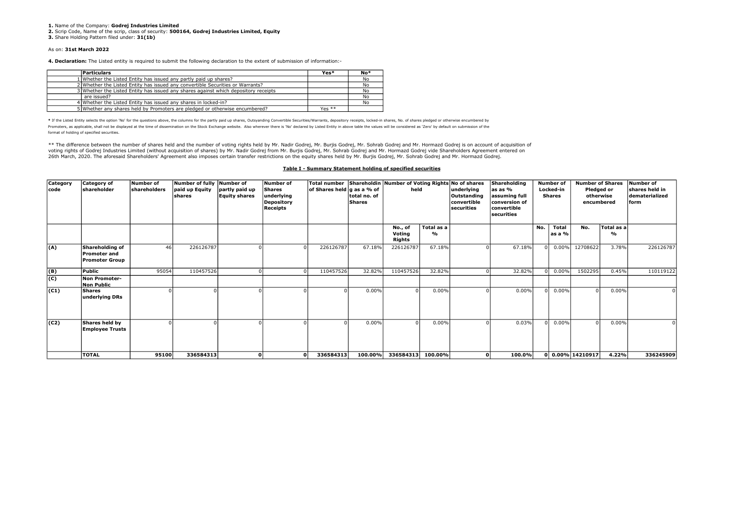**1.** Name of the Company: **Godrej Industries Limited**
**2.** Scrip Code, Name of the scrip, class of security: **500164, Godrej Industries Limited, Equity**
**3.** Share Holding Pattern filed under: **31(1b)**

As on: **31st March 2022**

**4. Declaration:** The Listed entity is required to submit the following declaration to the extent of submission of information:-

| | Particulars | Yes* | No* |
|---|---|---|---|
| 1 | Whether the Listed Entity has issued any partly paid up shares? | | No |
| 2 | Whether the Listed Entity has issued any convertible Securities or Warrants? | | No |
| 3 | Whether the Listed Entity has issued any shares against which depository receipts | | No |
| | are issued? | | No |
| 4 | Whether the Listed Entity has issued any shares in locked-in? | | No |
| 5 | Whether any shares held by Promoters are pledged or otherwise encumbered? | Yes ** | |

* If the Listed Entity selects the option 'No' for the questions above, the columns for the partly paid up shares, Outsyanding Convertible Securities/Warrants, depository receipts, locked-in shares, No. of shares pledged or otherwise encumbered by Promoters, as applicable, shall not be displayed at the time of dissemination on the Stock Exchange website. Also wherever there is 'No' declared by Listed Entity in above table the values will be considered as 'Zero' by default on submission of the format of holding of specified securities.

** The difference between the number of shares held and the number of voting rights held by Mr. Nadir Godrej, Mr. Burjis Godrej, Mr. Sohrab Godrej and Mr. Hormazd Godrej is on account of acquisition of voting rights of Godrej Industries Limited (without acquisition of shares) by Mr. Nadir Godrej from Mr. Burjis Godrej, Mr. Sohrab Godrej and Mr. Hormazd Godrej vide Shareholders Agreement entered on 26th March, 2020. The aforesaid Shareholders' Agreement also imposes certain transfer restrictions on the equity shares held by Mr. Burjis Godrej, Mr. Sohrab Godrej and Mr. Hormazd Godrej.

**Table I - Summary Statement holding of specified securities**

| Category code | Category of shareholder | Number of shareholders | Number of fully paid up Equity shares | Number of partly paid up Equity shares | Number of Shares underlying Depository Receipts | Total number of Shares held | Shareholding as a % of total no. of Shares | Number of Voting Rights held | | No of shares underlying Outstanding convertible securities | Shareholding as as % assuming full conversion of convertible securities | Number of Locked-in Shares | | Number of Shares Pledged or otherwise encumbered | | Number of shares held in dematerialized form |
|---|---|---|---|---|---|---|---|---|---|---|---|---|---|---|---|---|
| | | | | | | | | No., of Voting Rights | Total as a % | | | No. | Total as a % | No. | Total as a % | |
| (A) | **Shareholding of Promoter and Promoter Group** | 46 | 226126787 | 0 | 0 | 226126787 | 67.18% | 226126787 | 67.18% | 0 | 67.18% | 0 | 0.00% | 12708622 | 3.78% | 226126787 |
| (B) | **Public** | 95054 | 110457526 | 0 | 0 | 110457526 | 32.82% | 110457526 | 32.82% | 0 | 32.82% | 0 | 0.00% | 1502295 | 0.45% | 110119122 |
| (C) | **Non Promoter-Non Public** | | | | | | | | | | | | | | | |
| (C1) | **Shares underlying DRs** | 0 | 0 | 0 | 0 | 0 | 0.00% | 0 | 0.00% | 0 | 0.00% | 0 | 0.00% | 0 | 0.00% | 0 |
| (C2) | **Shares held by Employee Trusts** | 0 | 0 | 0 | 0 | 0 | 0.00% | 0 | 0.00% | 0 | 0.03% | 0 | 0.00% | 0 | 0.00% | 0 |
| | **TOTAL** | **95100** | **336584313** | **0** | **0** | **336584313** | **100.00%** | **336584313** | **100.00%** | **0** | **100.0%** | **0** | **0.00%** | **14210917** | **4.22%** | **336245909** |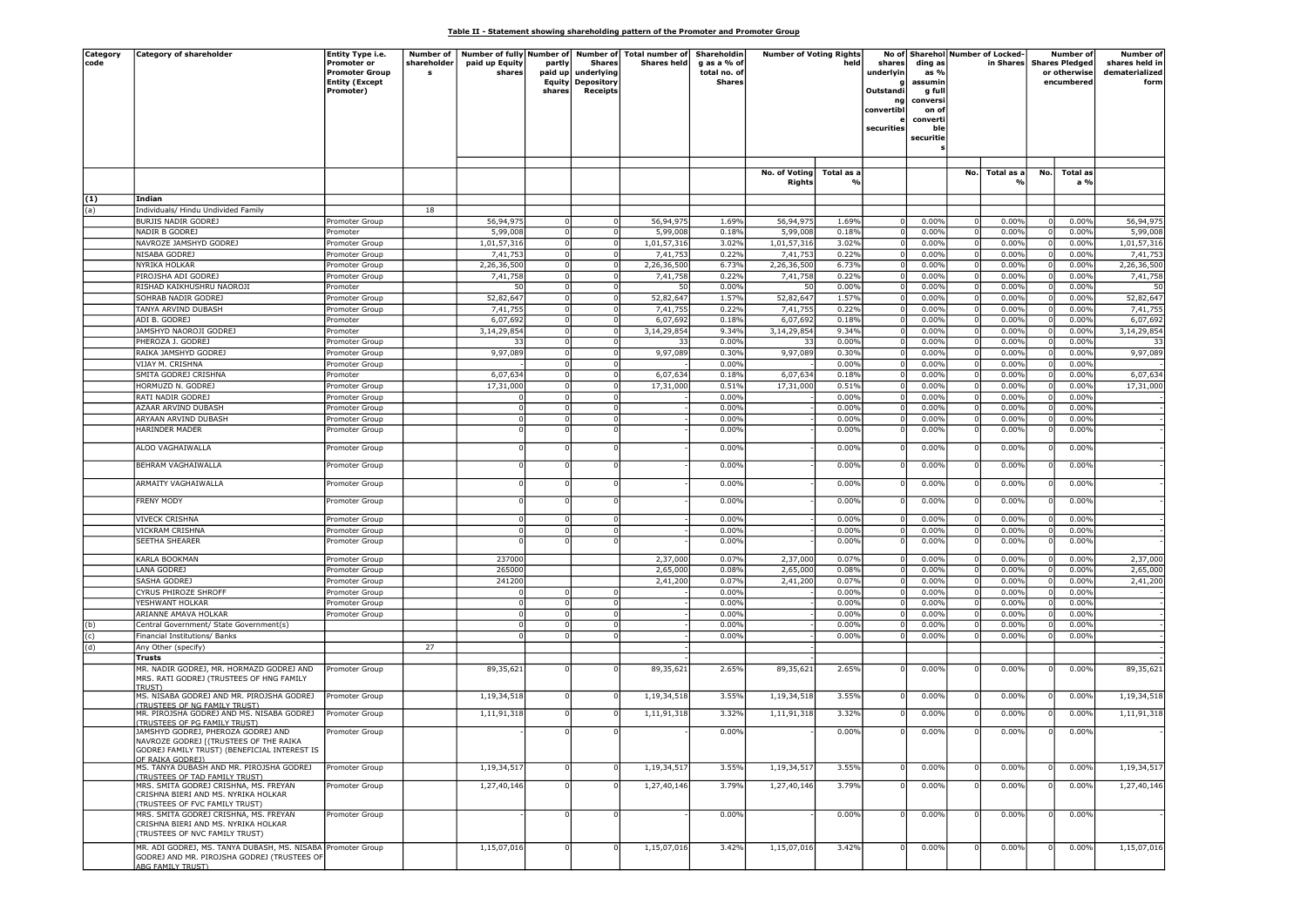**Table II - Statement showing shareholding pattern of the Promoter and Promoter Group**

| Category code | Category of shareholder | Entity Type i.e. Promoter or Promoter Group Entity (Except Promoter) | Number of shareholders | Number of fully paid up Equity shares | Number of partly paid up Equity shares | Number of Shares underlying Depository Receipts | Total number of Shares held | Shareholding as a % of total no. of Shares | Number of Voting Rights held | | No of shares underlying Outstanding convertible securities | Shareholding as % assuming full conversion of convertible securities | Number of Locked-in Shares | | Number of Shares Pledged or otherwise encumbered | | Number of shares held in dematerialized form |
|---|---|---|---|---|---|---|---|---|---|---|---|---|---|---|---|---|---|
| | | | | | | | | | No. of Voting Rights | Total as a % | | | No. | Total as a % | No. | Total as a % | |
| (1) | Indian | | | | | | | | | | | | | | | | |
| (a) | Individuals/ Hindu Undivided Family | | 18 | | | | | | | | | | | | | | |
| | BURJIS NADIR GODREJ | Promoter Group | | 56,94,975 | 0 | 0 | 56,94,975 | 1.69% | 56,94,975 | 1.69% | 0 | 0.00% | 0 | 0.00% | 0 | 0.00% | 56,94,975 |
| | NADIR B GODREJ | Promoter | | 5,99,008 | 0 | 0 | 5,99,008 | 0.18% | 5,99,008 | 0.18% | 0 | 0.00% | 0 | 0.00% | 0 | 0.00% | 5,99,008 |
| | NAVROZE JAMSHYD GODREJ | Promoter Group | | 1,01,57,316 | 0 | 0 | 1,01,57,316 | 3.02% | 1,01,57,316 | 3.02% | 0 | 0.00% | 0 | 0.00% | 0 | 0.00% | 1,01,57,316 |
| | NISABA GODREJ | Promoter Group | | 7,41,753 | 0 | 0 | 7,41,753 | 0.22% | 7,41,753 | 0.22% | 0 | 0.00% | 0 | 0.00% | 0 | 0.00% | 7,41,753 |
| | NYRIKA HOLKAR | Promoter Group | | 2,26,36,500 | 0 | 0 | 2,26,36,500 | 6.73% | 2,26,36,500 | 6.73% | 0 | 0.00% | 0 | 0.00% | 0 | 0.00% | 2,26,36,500 |
| | PIROJSHA ADI GODREJ | Promoter Group | | 7,41,758 | 0 | 0 | 7,41,758 | 0.22% | 7,41,758 | 0.22% | 0 | 0.00% | 0 | 0.00% | 0 | 0.00% | 7,41,758 |
| | RISHAD KAIKHUSHRU NAOROJI | Promoter | | 50 | 0 | 0 | 50 | 0.00% | 50 | 0.00% | 0 | 0.00% | 0 | 0.00% | 0 | 0.00% | 50 |
| | SOHRAB NADIR GODREJ | Promoter Group | | 52,82,647 | 0 | 0 | 52,82,647 | 1.57% | 52,82,647 | 1.57% | 0 | 0.00% | 0 | 0.00% | 0 | 0.00% | 52,82,647 |
| | TANYA ARVIND DUBASH | Promoter Group | | 7,41,755 | 0 | 0 | 7,41,755 | 0.22% | 7,41,755 | 0.22% | 0 | 0.00% | 0 | 0.00% | 0 | 0.00% | 7,41,755 |
| | ADI B. GODREJ | Promoter | | 6,07,692 | 0 | 0 | 6,07,692 | 0.18% | 6,07,692 | 0.18% | 0 | 0.00% | 0 | 0.00% | 0 | 0.00% | 6,07,692 |
| | JAMSHYD NAOROJI GODREJ | Promoter | | 3,14,29,854 | 0 | 0 | 3,14,29,854 | 9.34% | 3,14,29,854 | 9.34% | 0 | 0.00% | 0 | 0.00% | 0 | 0.00% | 3,14,29,854 |
| | PHEROZA J. GODREJ | Promoter Group | | 33 | 0 | 0 | 33 | 0.00% | 33 | 0.00% | 0 | 0.00% | 0 | 0.00% | 0 | 0.00% | 33 |
| | RAIKA JAMSHYD GODREJ | Promoter Group | | 9,97,089 | 0 | 0 | 9,97,089 | 0.30% | 9,97,089 | 0.30% | 0 | 0.00% | 0 | 0.00% | 0 | 0.00% | 9,97,089 |
| | VIJAY M. CRISHNA | Promoter Group | | - | 0 | 0 | - | 0.00% | - | 0.00% | 0 | 0.00% | 0 | 0.00% | 0 | 0.00% | - |
| | SMITA GODREJ CRISHNA | Promoter | | 6,07,634 | 0 | 0 | 6,07,634 | 0.18% | 6,07,634 | 0.18% | 0 | 0.00% | 0 | 0.00% | 0 | 0.00% | 6,07,634 |
| | HORMUZD N. GODREJ | Promoter Group | | 17,31,000 | 0 | 0 | 17,31,000 | 0.51% | 17,31,000 | 0.51% | 0 | 0.00% | 0 | 0.00% | 0 | 0.00% | 17,31,000 |
| | RATI NADIR GODREJ | Promoter Group | | 0 | 0 | 0 | - | 0.00% | - | 0.00% | 0 | 0.00% | 0 | 0.00% | 0 | 0.00% | - |
| | AZAAR ARVIND DUBASH | Promoter Group | | 0 | 0 | 0 | - | 0.00% | - | 0.00% | 0 | 0.00% | 0 | 0.00% | 0 | 0.00% | - |
| | ARYAAN ARVIND DUBASH | Promoter Group | | 0 | 0 | 0 | - | 0.00% | - | 0.00% | 0 | 0.00% | 0 | 0.00% | 0 | 0.00% | - |
| | HARINDER MADER | Promoter Group | | 0 | 0 | 0 | - | 0.00% | - | 0.00% | 0 | 0.00% | 0 | 0.00% | 0 | 0.00% | - |
| | ALOO VAGHAIWALLA | Promoter Group | | 0 | 0 | 0 | - | 0.00% | - | 0.00% | 0 | 0.00% | 0 | 0.00% | 0 | 0.00% | - |
| | BEHRAM VAGHAIWALLA | Promoter Group | | 0 | 0 | 0 | - | 0.00% | - | 0.00% | 0 | 0.00% | 0 | 0.00% | 0 | 0.00% | - |
| | ARMAITY VAGHAIWALLA | Promoter Group | | 0 | 0 | 0 | - | 0.00% | - | 0.00% | 0 | 0.00% | 0 | 0.00% | 0 | 0.00% | - |
| | FRENY MODY | Promoter Group | | 0 | 0 | 0 | - | 0.00% | - | 0.00% | 0 | 0.00% | 0 | 0.00% | 0 | 0.00% | - |
| | VIVECK CRISHNA | Promoter Group | | 0 | 0 | 0 | - | 0.00% | - | 0.00% | 0 | 0.00% | 0 | 0.00% | 0 | 0.00% | - |
| | VICKRAM CRISHNA | Promoter Group | | 0 | 0 | 0 | - | 0.00% | - | 0.00% | 0 | 0.00% | 0 | 0.00% | 0 | 0.00% | - |
| | SEETHA SHEARER | Promoter Group | | 0 | 0 | 0 | - | 0.00% | - | 0.00% | 0 | 0.00% | 0 | 0.00% | 0 | 0.00% | - |
| | KARLA BOOKMAN | Promoter Group | | 237000 | | | 2,37,000 | 0.07% | 2,37,000 | 0.07% | 0 | 0.00% | 0 | 0.00% | 0 | 0.00% | 2,37,000 |
| | LANA GODREJ | Promoter Group | | 265000 | | | 2,65,000 | 0.08% | 2,65,000 | 0.08% | 0 | 0.00% | 0 | 0.00% | 0 | 0.00% | 2,65,000 |
| | SASHA GODREJ | Promoter Group | | 241200 | | | 2,41,200 | 0.07% | 2,41,200 | 0.07% | 0 | 0.00% | 0 | 0.00% | 0 | 0.00% | 2,41,200 |
| | CYRUS PHIROZE SHROFF | Promoter Group | | 0 | 0 | 0 | - | 0.00% | - | 0.00% | 0 | 0.00% | 0 | 0.00% | 0 | 0.00% | - |
| | YESHWANT HOLKAR | Promoter Group | | 0 | 0 | 0 | - | 0.00% | - | 0.00% | 0 | 0.00% | 0 | 0.00% | 0 | 0.00% | - |
| | ARIANNE AMAVA HOLKAR | Promoter Group | | 0 | 0 | 0 | - | 0.00% | - | 0.00% | 0 | 0.00% | 0 | 0.00% | 0 | 0.00% | - |
| (b) | Central Government/ State Government(s) | | | 0 | 0 | 0 | - | 0.00% | - | 0.00% | 0 | 0.00% | 0 | 0.00% | 0 | 0.00% | - |
| (c) | Financial Institutions/ Banks | | | 0 | 0 | 0 | - | 0.00% | - | 0.00% | 0 | 0.00% | 0 | 0.00% | 0 | 0.00% | - |
| (d) | Any Other (specify) | | 27 | | | | - | | - | | | | | | | | - |
| | **Trusts** | | | | | | - | | - | | | | | | | | - |
| | MR. NADIR GODREJ, MR. HORMAZD GODREJ AND MRS. RATI GODREJ (TRUSTEES OF HNG FAMILY TRUST) | Promoter Group | | 89,35,621 | 0 | 0 | 89,35,621 | 2.65% | 89,35,621 | 2.65% | 0 | 0.00% | 0 | 0.00% | 0 | 0.00% | 89,35,621 |
| | MS. NISABA GODREJ AND MR. PIROJSHA GODREJ (TRUSTEES OF NG FAMILY TRUST) | Promoter Group | | 1,19,34,518 | 0 | 0 | 1,19,34,518 | 3.55% | 1,19,34,518 | 3.55% | 0 | 0.00% | 0 | 0.00% | 0 | 0.00% | 1,19,34,518 |
| | MR. PIROJSHA GODREJ AND MS. NISABA GODREJ (TRUSTEES OF PG FAMILY TRUST) | Promoter Group | | 1,11,91,318 | 0 | 0 | 1,11,91,318 | 3.32% | 1,11,91,318 | 3.32% | 0 | 0.00% | 0 | 0.00% | 0 | 0.00% | 1,11,91,318 |
| | JAMSHYD GODREJ, PHEROZA GODREJ AND NAVROZE GODREJ [(TRUSTEES OF THE RAIKA GODREJ FAMILY TRUST) (BENEFICIAL INTEREST IS OF RAIKA GODREJ) | Promoter Group | | - | 0 | 0 | - | 0.00% | - | 0.00% | 0 | 0.00% | 0 | 0.00% | 0 | 0.00% | - |
| | MS. TANYA DUBASH AND MR. PIROJSHA GODREJ (TRUSTEES OF TAD FAMILY TRUST) | Promoter Group | | 1,19,34,517 | 0 | 0 | 1,19,34,517 | 3.55% | 1,19,34,517 | 3.55% | 0 | 0.00% | 0 | 0.00% | 0 | 0.00% | 1,19,34,517 |
| | MRS. SMITA GODREJ CRISHNA, MS. FREYAN CRISHNA BIERI AND MS. NYRIKA HOLKAR (TRUSTEES OF FVC FAMILY TRUST) | Promoter Group | | 1,27,40,146 | 0 | 0 | 1,27,40,146 | 3.79% | 1,27,40,146 | 3.79% | 0 | 0.00% | 0 | 0.00% | 0 | 0.00% | 1,27,40,146 |
| | MRS. SMITA GODREJ CRISHNA, MS. FREYAN CRISHNA BIERI AND MS. NYRIKA HOLKAR (TRUSTEES OF NVC FAMILY TRUST) | Promoter Group | | - | 0 | 0 | - | 0.00% | - | 0.00% | 0 | 0.00% | 0 | 0.00% | 0 | 0.00% | - |
| | MR. ADI GODREJ, MS. TANYA DUBASH, MS. NISABA GODREJ AND MR. PIROJSHA GODREJ (TRUSTEES OF ABG FAMILY TRUST) | Promoter Group | | 1,15,07,016 | 0 | 0 | 1,15,07,016 | 3.42% | 1,15,07,016 | 3.42% | 0 | 0.00% | 0 | 0.00% | 0 | 0.00% | 1,15,07,016 |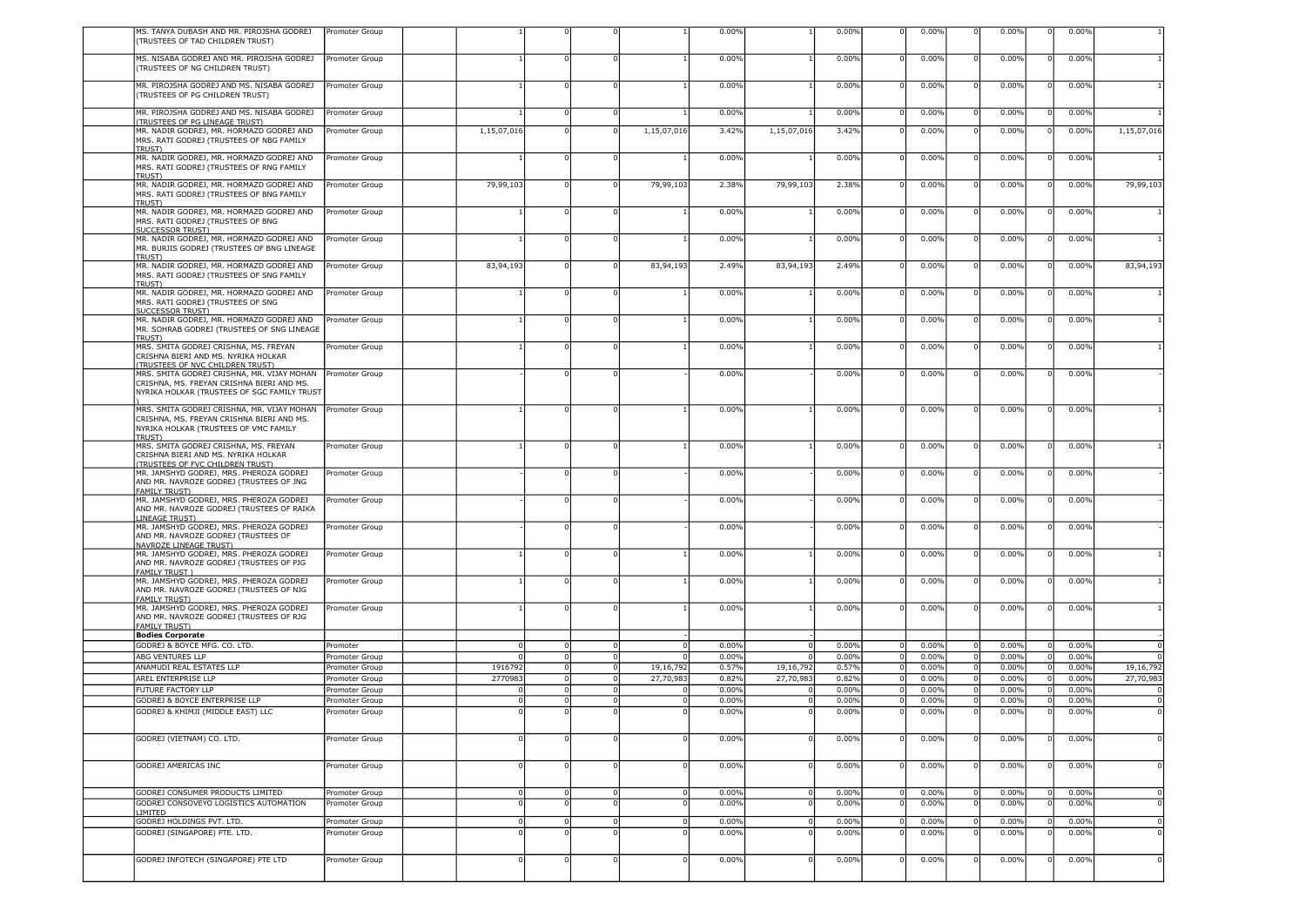| | | | | | | | | | | | | | | | | |
|---|---|---|---|---|---|---|---|---|---|---|---|---|---|---|---|---|
| MS. TANYA DUBASH AND MR. PIROJSHA GODREJ (TRUSTEES OF TAD CHILDREN TRUST) | Promoter Group | | 1 | 0 | 0 | 1 | 0.00% | 1 | 0.00% | 0 | 0.00% | 0 | 0.00% | 0 | 0.00% | 1 |
| MS. NISABA GODREJ AND MR. PIROJSHA GODREJ (TRUSTEES OF NG CHILDREN TRUST) | Promoter Group | | 1 | 0 | 0 | 1 | 0.00% | 1 | 0.00% | 0 | 0.00% | 0 | 0.00% | 0 | 0.00% | 1 |
| MR. PIROJSHA GODREJ AND MS. NISABA GODREJ (TRUSTEES OF PG CHILDREN TRUST) | Promoter Group | | 1 | 0 | 0 | 1 | 0.00% | 1 | 0.00% | 0 | 0.00% | 0 | 0.00% | 0 | 0.00% | 1 |
| MR. PIROJSHA GODREJ AND MS. NISABA GODREJ (TRUSTEES OF PG LINEAGE TRUST) | Promoter Group | | 1 | 0 | 0 | 1 | 0.00% | 1 | 0.00% | 0 | 0.00% | 0 | 0.00% | 0 | 0.00% | 1 |
| MR. NADIR GODREJ, MR. HORMAZD GODREJ AND MRS. RATI GODREJ (TRUSTEES OF NBG FAMILY TRUST) | Promoter Group | | 1,15,07,016 | 0 | 0 | 1,15,07,016 | 3.42% | 1,15,07,016 | 3.42% | 0 | 0.00% | 0 | 0.00% | 0 | 0.00% | 1,15,07,016 |
| MR. NADIR GODREJ, MR. HORMAZD GODREJ AND MRS. RATI GODREJ (TRUSTEES OF RNG FAMILY TRUST) | Promoter Group | | 1 | 0 | 0 | 1 | 0.00% | 1 | 0.00% | 0 | 0.00% | 0 | 0.00% | 0 | 0.00% | 1 |
| MR. NADIR GODREJ, MR. HORMAZD GODREJ AND MRS. RATI GODREJ (TRUSTEES OF BNG FAMILY TRUST) | Promoter Group | | 79,99,103 | 0 | 0 | 79,99,103 | 2.38% | 79,99,103 | 2.38% | 0 | 0.00% | 0 | 0.00% | 0 | 0.00% | 79,99,103 |
| MR. NADIR GODREJ, MR. HORMAZD GODREJ AND MRS. RATI GODREJ (TRUSTEES OF BNG SUCCESSOR TRUST) | Promoter Group | | 1 | 0 | 0 | 1 | 0.00% | 1 | 0.00% | 0 | 0.00% | 0 | 0.00% | 0 | 0.00% | 1 |
| MR. NADIR GODREJ, MR. HORMAZD GODREJ AND MR. BURJIS GODREJ (TRUSTEES OF BNG LINEAGE TRUST) | Promoter Group | | 1 | 0 | 0 | 1 | 0.00% | 1 | 0.00% | 0 | 0.00% | 0 | 0.00% | 0 | 0.00% | 1 |
| MR. NADIR GODREJ, MR. HORMAZD GODREJ AND MRS. RATI GODREJ (TRUSTEES OF SNG FAMILY TRUST) | Promoter Group | | 83,94,193 | 0 | 0 | 83,94,193 | 2.49% | 83,94,193 | 2.49% | 0 | 0.00% | 0 | 0.00% | 0 | 0.00% | 83,94,193 |
| MR. NADIR GODREJ, MR. HORMAZD GODREJ AND MRS. RATI GODREJ (TRUSTEES OF SNG SUCCESSOR TRUST) | Promoter Group | | 1 | 0 | 0 | 1 | 0.00% | 1 | 0.00% | 0 | 0.00% | 0 | 0.00% | 0 | 0.00% | 1 |
| MR. NADIR GODREJ, MR. HORMAZD GODREJ AND MR. SOHRAB GODREJ (TRUSTEES OF SNG LINEAGE TRUST) | Promoter Group | | 1 | 0 | 0 | 1 | 0.00% | 1 | 0.00% | 0 | 0.00% | 0 | 0.00% | 0 | 0.00% | 1 |
| MRS. SMITA GODREJ CRISHNA, MS. FREYAN CRISHNA BIERI AND MS. NYRIKA HOLKAR (TRUSTEES OF NVC CHILDREN TRUST) | Promoter Group | | 1 | 0 | 0 | 1 | 0.00% | 1 | 0.00% | 0 | 0.00% | 0 | 0.00% | 0 | 0.00% | 1 |
| MRS. SMITA GODREJ CRISHNA, MR. VIJAY MOHAN CRISHNA, MS. FREYAN CRISHNA BIERI AND MS. NYRIKA HOLKAR (TRUSTEES OF SGC FAMILY TRUST) | Promoter Group | | - | 0 | 0 | - | 0.00% | - | 0.00% | 0 | 0.00% | 0 | 0.00% | 0 | 0.00% | - |
| MRS. SMITA GODREJ CRISHNA, MR. VIJAY MOHAN CRISHNA, MS. FREYAN CRISHNA BIERI AND MS. NYRIKA HOLKAR (TRUSTEES OF VMC FAMILY TRUST) | Promoter Group | | 1 | 0 | 0 | 1 | 0.00% | 1 | 0.00% | 0 | 0.00% | 0 | 0.00% | 0 | 0.00% | 1 |
| MRS. SMITA GODREJ CRISHNA, MS. FREYAN CRISHNA BIERI AND MS. NYRIKA HOLKAR (TRUSTEES OF FVC CHILDREN TRUST) | Promoter Group | | 1 | 0 | 0 | 1 | 0.00% | 1 | 0.00% | 0 | 0.00% | 0 | 0.00% | 0 | 0.00% | 1 |
| MR. JAMSHYD GODREJ, MRS. PHEROZA GODREJ AND MR. NAVROZE GODREJ (TRUSTEES OF JNG FAMILY TRUST) | Promoter Group | | - | 0 | 0 | - | 0.00% | - | 0.00% | 0 | 0.00% | 0 | 0.00% | 0 | 0.00% | - |
| MR. JAMSHYD GODREJ, MRS. PHEROZA GODREJ AND MR. NAVROZE GODREJ (TRUSTEES OF RAIKA LINEAGE TRUST) | Promoter Group | | - | 0 | 0 | - | 0.00% | - | 0.00% | 0 | 0.00% | 0 | 0.00% | 0 | 0.00% | - |
| MR. JAMSHYD GODREJ, MRS. PHEROZA GODREJ AND MR. NAVROZE GODREJ (TRUSTEES OF NAVROZE LINEAGE TRUST) | Promoter Group | | - | 0 | 0 | - | 0.00% | - | 0.00% | 0 | 0.00% | 0 | 0.00% | 0 | 0.00% | - |
| MR. JAMSHYD GODREJ, MRS. PHEROZA GODREJ AND MR. NAVROZE GODREJ (TRUSTEES OF PJG FAMILY TRUST ) | Promoter Group | | 1 | 0 | 0 | 1 | 0.00% | 1 | 0.00% | 0 | 0.00% | 0 | 0.00% | 0 | 0.00% | 1 |
| MR. JAMSHYD GODREJ, MRS. PHEROZA GODREJ AND MR. NAVROZE GODREJ (TRUSTEES OF NJG FAMILY TRUST) | Promoter Group | | 1 | 0 | 0 | 1 | 0.00% | 1 | 0.00% | 0 | 0.00% | 0 | 0.00% | 0 | 0.00% | 1 |
| MR. JAMSHYD GODREJ, MRS. PHEROZA GODREJ AND MR. NAVROZE GODREJ (TRUSTEES OF RJG FAMILY TRUST) | Promoter Group | | 1 | 0 | 0 | 1 | 0.00% | 1 | 0.00% | 0 | 0.00% | 0 | 0.00% | 0 | 0.00% | 1 |
| **Bodies Corporate** | | | | | | - | | - | | | | | | | | - |
| GODREJ & BOYCE MFG. CO. LTD. | Promoter | | 0 | 0 | 0 | 0 | 0.00% | 0 | 0.00% | 0 | 0.00% | 0 | 0.00% | 0 | 0.00% | 0 |
| ABG VENTURES LLP | Promoter Group | | 0 | 0 | 0 | 0 | 0.00% | 0 | 0.00% | 0 | 0.00% | 0 | 0.00% | 0 | 0.00% | 0 |
| ANAMUDI REAL ESTATES LLP | Promoter Group | | 1916792 | 0 | 0 | 19,16,792 | 0.57% | 19,16,792 | 0.57% | 0 | 0.00% | 0 | 0.00% | 0 | 0.00% | 19,16,792 |
| AREL ENTERPRISE LLP | Promoter Group | | 2770983 | 0 | 0 | 27,70,983 | 0.82% | 27,70,983 | 0.82% | 0 | 0.00% | 0 | 0.00% | 0 | 0.00% | 27,70,983 |
| FUTURE FACTORY LLP | Promoter Group | | 0 | 0 | 0 | 0 | 0.00% | 0 | 0.00% | 0 | 0.00% | 0 | 0.00% | 0 | 0.00% | 0 |
| GODREJ & BOYCE ENTERPRISE LLP | Promoter Group | | 0 | 0 | 0 | 0 | 0.00% | 0 | 0.00% | 0 | 0.00% | 0 | 0.00% | 0 | 0.00% | 0 |
| GODREJ & KHIMJI (MIDDLE EAST) LLC | Promoter Group | | 0 | 0 | 0 | 0 | 0.00% | 0 | 0.00% | 0 | 0.00% | 0 | 0.00% | 0 | 0.00% | 0 |
| GODREJ (VIETNAM) CO. LTD. | Promoter Group | | 0 | 0 | 0 | 0 | 0.00% | 0 | 0.00% | 0 | 0.00% | 0 | 0.00% | 0 | 0.00% | 0 |
| GODREJ AMERICAS INC | Promoter Group | | 0 | 0 | 0 | 0 | 0.00% | 0 | 0.00% | 0 | 0.00% | 0 | 0.00% | 0 | 0.00% | 0 |
| GODREJ CONSUMER PRODUCTS LIMITED | Promoter Group | | 0 | 0 | 0 | 0 | 0.00% | 0 | 0.00% | 0 | 0.00% | 0 | 0.00% | 0 | 0.00% | 0 |
| GODREJ CONSOVEYO LOGISTICS AUTOMATION LIMITED | Promoter Group | | 0 | 0 | 0 | 0 | 0.00% | 0 | 0.00% | 0 | 0.00% | 0 | 0.00% | 0 | 0.00% | 0 |
| GODREJ HOLDINGS PVT. LTD. | Promoter Group | | 0 | 0 | 0 | 0 | 0.00% | 0 | 0.00% | 0 | 0.00% | 0 | 0.00% | 0 | 0.00% | 0 |
| GODREJ (SINGAPORE) PTE. LTD. | Promoter Group | | 0 | 0 | 0 | 0 | 0.00% | 0 | 0.00% | 0 | 0.00% | 0 | 0.00% | 0 | 0.00% | 0 |
| GODREJ INFOTECH (SINGAPORE) PTE LTD | Promoter Group | | 0 | 0 | 0 | 0 | 0.00% | 0 | 0.00% | 0 | 0.00% | 0 | 0.00% | 0 | 0.00% | 0 |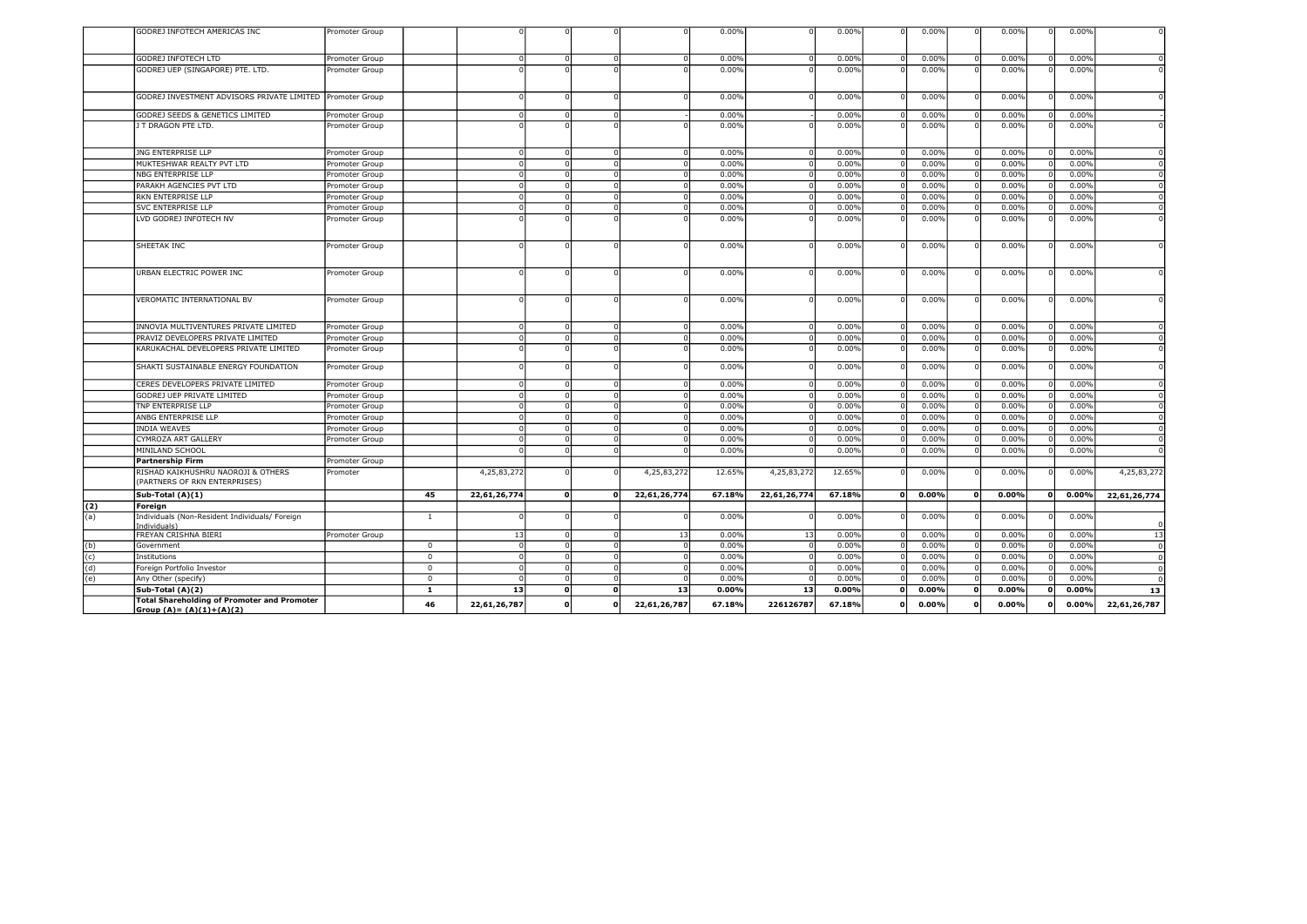| | | | | | | | | | | | | | | | | | |
|---|---|---|---|---|---|---|---|---|---|---|---|---|---|---|---|---|---|
| | GODREJ INFOTECH AMERICAS INC | Promoter Group | | 0 | 0 | 0 | 0 | 0.00% | 0 | 0.00% | 0 | 0.00% | 0 | 0.00% | 0 | 0.00% | 0 |
| | GODREJ INFOTECH LTD | Promoter Group | | 0 | 0 | 0 | 0 | 0.00% | 0 | 0.00% | 0 | 0.00% | 0 | 0.00% | 0 | 0.00% | 0 |
| | GODREJ UEP (SINGAPORE) PTE. LTD. | Promoter Group | | 0 | 0 | 0 | 0 | 0.00% | 0 | 0.00% | 0 | 0.00% | 0 | 0.00% | 0 | 0.00% | 0 |
| | GODREJ INVESTMENT ADVISORS PRIVATE LIMITED | Promoter Group | | 0 | 0 | 0 | 0 | 0.00% | 0 | 0.00% | 0 | 0.00% | 0 | 0.00% | 0 | 0.00% | 0 |
| | GODREJ SEEDS & GENETICS LIMITED | Promoter Group | | 0 | 0 | 0 | - | 0.00% | - | 0.00% | 0 | 0.00% | 0 | 0.00% | 0 | 0.00% | - |
| | J T DRAGON PTE LTD. | Promoter Group | | 0 | 0 | 0 | 0 | 0.00% | 0 | 0.00% | 0 | 0.00% | 0 | 0.00% | 0 | 0.00% | 0 |
| | JNG ENTERPRISE LLP | Promoter Group | | 0 | 0 | 0 | 0 | 0.00% | 0 | 0.00% | 0 | 0.00% | 0 | 0.00% | 0 | 0.00% | 0 |
| | MUKTESHWAR REALTY PVT LTD | Promoter Group | | 0 | 0 | 0 | 0 | 0.00% | 0 | 0.00% | 0 | 0.00% | 0 | 0.00% | 0 | 0.00% | 0 |
| | NBG ENTERPRISE LLP | Promoter Group | | 0 | 0 | 0 | 0 | 0.00% | 0 | 0.00% | 0 | 0.00% | 0 | 0.00% | 0 | 0.00% | 0 |
| | PARAKH AGENCIES PVT LTD | Promoter Group | | 0 | 0 | 0 | 0 | 0.00% | 0 | 0.00% | 0 | 0.00% | 0 | 0.00% | 0 | 0.00% | 0 |
| | RKN ENTERPRISE LLP | Promoter Group | | 0 | 0 | 0 | 0 | 0.00% | 0 | 0.00% | 0 | 0.00% | 0 | 0.00% | 0 | 0.00% | 0 |
| | SVC ENTERPRISE LLP | Promoter Group | | 0 | 0 | 0 | 0 | 0.00% | 0 | 0.00% | 0 | 0.00% | 0 | 0.00% | 0 | 0.00% | 0 |
| | LVD GODREJ INFOTECH NV | Promoter Group | | 0 | 0 | 0 | 0 | 0.00% | 0 | 0.00% | 0 | 0.00% | 0 | 0.00% | 0 | 0.00% | 0 |
| | SHEETAK INC | Promoter Group | | 0 | 0 | 0 | 0 | 0.00% | 0 | 0.00% | 0 | 0.00% | 0 | 0.00% | 0 | 0.00% | 0 |
| | URBAN ELECTRIC POWER INC | Promoter Group | | 0 | 0 | 0 | 0 | 0.00% | 0 | 0.00% | 0 | 0.00% | 0 | 0.00% | 0 | 0.00% | 0 |
| | VEROMATIC INTERNATIONAL BV | Promoter Group | | 0 | 0 | 0 | 0 | 0.00% | 0 | 0.00% | 0 | 0.00% | 0 | 0.00% | 0 | 0.00% | 0 |
| | INNOVIA MULTIVENTURES PRIVATE LIMITED | Promoter Group | | 0 | 0 | 0 | 0 | 0.00% | 0 | 0.00% | 0 | 0.00% | 0 | 0.00% | 0 | 0.00% | 0 |
| | PRAVIZ DEVELOPERS PRIVATE LIMITED | Promoter Group | | 0 | 0 | 0 | 0 | 0.00% | 0 | 0.00% | 0 | 0.00% | 0 | 0.00% | 0 | 0.00% | 0 |
| | KARUKACHAL DEVELOPERS PRIVATE LIMITED | Promoter Group | | 0 | 0 | 0 | 0 | 0.00% | 0 | 0.00% | 0 | 0.00% | 0 | 0.00% | 0 | 0.00% | 0 |
| | SHAKTI SUSTAINABLE ENERGY FOUNDATION | Promoter Group | | 0 | 0 | 0 | 0 | 0.00% | 0 | 0.00% | 0 | 0.00% | 0 | 0.00% | 0 | 0.00% | 0 |
| | CERES DEVELOPERS PRIVATE LIMITED | Promoter Group | | 0 | 0 | 0 | 0 | 0.00% | 0 | 0.00% | 0 | 0.00% | 0 | 0.00% | 0 | 0.00% | 0 |
| | GODREJ UEP PRIVATE LIMITED | Promoter Group | | 0 | 0 | 0 | 0 | 0.00% | 0 | 0.00% | 0 | 0.00% | 0 | 0.00% | 0 | 0.00% | 0 |
| | TNP ENTERPRISE LLP | Promoter Group | | 0 | 0 | 0 | 0 | 0.00% | 0 | 0.00% | 0 | 0.00% | 0 | 0.00% | 0 | 0.00% | 0 |
| | ANBG ENTERPRISE LLP | Promoter Group | | 0 | 0 | 0 | 0 | 0.00% | 0 | 0.00% | 0 | 0.00% | 0 | 0.00% | 0 | 0.00% | 0 |
| | INDIA WEAVES | Promoter Group | | 0 | 0 | 0 | 0 | 0.00% | 0 | 0.00% | 0 | 0.00% | 0 | 0.00% | 0 | 0.00% | 0 |
| | CYMROZA ART GALLERY | Promoter Group | | 0 | 0 | 0 | 0 | 0.00% | 0 | 0.00% | 0 | 0.00% | 0 | 0.00% | 0 | 0.00% | 0 |
| | MINILAND SCHOOL | | | 0 | 0 | 0 | 0 | 0.00% | 0 | 0.00% | 0 | 0.00% | 0 | 0.00% | 0 | 0.00% | 0 |
| | **Partnership Firm** | Promoter Group | | | | | | | | | | | | | | | |
| | RISHAD KAIKHUSHRU NAOROJI & OTHERS (PARTNERS OF RKN ENTERPRISES) | Promoter | | 4,25,83,272 | 0 | 0 | 4,25,83,272 | 12.65% | 4,25,83,272 | 12.65% | 0 | 0.00% | 0 | 0.00% | 0 | 0.00% | 4,25,83,272 |
| | **Sub-Total (A)(1)** | | **45** | **22,61,26,774** | **0** | **0** | **22,61,26,774** | **67.18%** | **22,61,26,774** | **67.18%** | **0** | **0.00%** | **0** | **0.00%** | **0** | **0.00%** | **22,61,26,774** |
| **(2)** | **Foreign** | | | | | | | | | | | | | | | | |
| (a) | Individuals (Non-Resident Individuals/ Foreign Individuals) | | 1 | 0 | 0 | 0 | 0 | 0.00% | 0 | 0.00% | 0 | 0.00% | 0 | 0.00% | 0 | 0.00% | 0 |
| | FREYAN CRISHNA BIERI | Promoter Group | | 13 | 0 | 0 | 13 | 0.00% | 13 | 0.00% | 0 | 0.00% | 0 | 0.00% | 0 | 0.00% | 13 |
| (b) | Government | | 0 | 0 | 0 | 0 | 0 | 0.00% | 0 | 0.00% | 0 | 0.00% | 0 | 0.00% | 0 | 0.00% | 0 |
| (c) | Institutions | | 0 | 0 | 0 | 0 | 0 | 0.00% | 0 | 0.00% | 0 | 0.00% | 0 | 0.00% | 0 | 0.00% | 0 |
| (d) | Foreign Portfolio Investor | | 0 | 0 | 0 | 0 | 0 | 0.00% | 0 | 0.00% | 0 | 0.00% | 0 | 0.00% | 0 | 0.00% | 0 |
| (e) | Any Other (specify) | | 0 | 0 | 0 | 0 | 0 | 0.00% | 0 | 0.00% | 0 | 0.00% | 0 | 0.00% | 0 | 0.00% | 0 |
| | **Sub-Total (A)(2)** | | **1** | **13** | **0** | **0** | **13** | **0.00%** | **13** | **0.00%** | **0** | **0.00%** | **0** | **0.00%** | **0** | **0.00%** | **13** |
| | **Total Shareholding of Promoter and Promoter Group (A)= (A)(1)+(A)(2)** | | **46** | **22,61,26,787** | **0** | **0** | **22,61,26,787** | **67.18%** | **226126787** | **67.18%** | **0** | **0.00%** | **0** | **0.00%** | **0** | **0.00%** | **22,61,26,787** |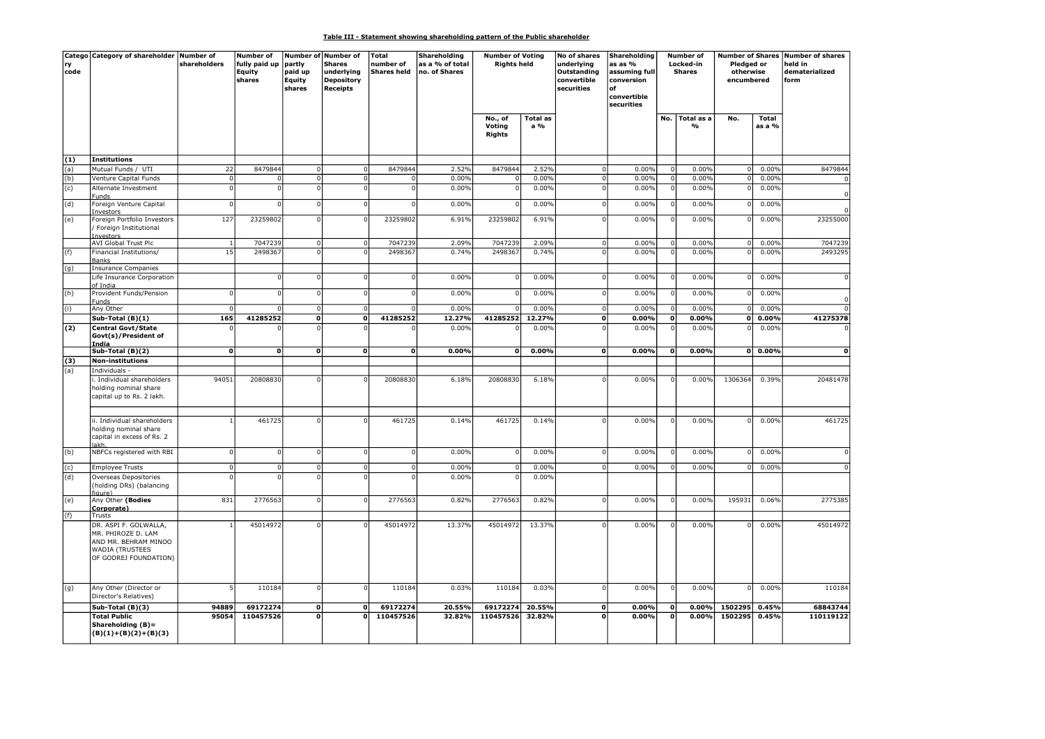**Table III - Statement showing shareholding pattern of the Public shareholder**

| Category code | Category of shareholder | Number of shareholders | Number of fully paid up Equity shares | Number of partly paid up Equity shares | Number of Shares underlying Depository Receipts | Total number of Shares held | Shareholding as a % of total no. of Shares | Number of Voting Rights held | | No of shares underlying Outstanding convertible securities | Shareholding as as % assuming full conversion of convertible securities | Number of Locked-in Shares | | Number of Shares Pledged or otherwise encumbered | | Number of shares held in dematerialized form |
|---|---|---|---|---|---|---|---|---|---|---|---|---|---|---|---|---|
| | | | | | | | | No., of Voting Rights | Total as a % | | | No. | Total as a % | No. | Total as a % | |
| **(1)** | **Institutions** | | | | | | | | | | | | | | | |
| (a) | Mutual Funds / UTI | 22 | 8479844 | 0 | 0 | 8479844 | 2.52% | 8479844 | 2.52% | 0 | 0.00% | 0 | 0.00% | 0 | 0.00% | 8479844 |
| (b) | Venture Capital Funds | 0 | 0 | 0 | 0 | 0 | 0.00% | 0 | 0.00% | 0 | 0.00% | 0 | 0.00% | 0 | 0.00% | 0 |
| (c) | Alternate Investment Funds | 0 | 0 | 0 | 0 | 0 | 0.00% | 0 | 0.00% | 0 | 0.00% | 0 | 0.00% | 0 | 0.00% | 0 |
| (d) | Foreign Venture Capital Investors | 0 | 0 | 0 | 0 | 0 | 0.00% | 0 | 0.00% | 0 | 0.00% | 0 | 0.00% | 0 | 0.00% | 0 |
| (e) | Foreign Portfolio Investors / Foreign Institutional Investors | 127 | 23259802 | 0 | 0 | 23259802 | 6.91% | 23259802 | 6.91% | 0 | 0.00% | 0 | 0.00% | 0 | 0.00% | 23255000 |
| | AVI Global Trust Plc | 1 | 7047239 | 0 | 0 | 7047239 | 2.09% | 7047239 | 2.09% | 0 | 0.00% | 0 | 0.00% | 0 | 0.00% | 7047239 |
| (f) | Financial Institutions/ Banks | 15 | 2498367 | 0 | 0 | 2498367 | 0.74% | 2498367 | 0.74% | 0 | 0.00% | 0 | 0.00% | 0 | 0.00% | 2493295 |
| (g) | Insurance Companies | | | | | | | | | | | | | | | |
| | Life Insurance Corporation of India | | 0 | 0 | 0 | 0 | 0.00% | 0 | 0.00% | 0 | 0.00% | 0 | 0.00% | 0 | 0.00% | 0 |
| (h) | Provident Funds/Pension Funds | 0 | 0 | 0 | 0 | 0 | 0.00% | 0 | 0.00% | 0 | 0.00% | 0 | 0.00% | 0 | 0.00% | 0 |
| (i) | Any Other | 0 | 0 | 0 | 0 | 0 | 0.00% | 0 | 0.00% | 0 | 0.00% | 0 | 0.00% | 0 | 0.00% | 0 |
| | **Sub-Total (B)(1)** | **165** | **41285252** | **0** | **0** | **41285252** | **12.27%** | **41285252** | **12.27%** | **0** | **0.00%** | **0** | **0.00%** | **0** | **0.00%** | **41275378** |
| **(2)** | **Central Govt/State Govt(s)/President of India** | 0 | 0 | 0 | 0 | 0 | 0.00% | 0 | 0.00% | 0 | 0.00% | 0 | 0.00% | 0 | 0.00% | 0 |
| | **Sub-Total (B)(2)** | **0** | **0** | **0** | **0** | **0** | **0.00%** | **0** | **0.00%** | **0** | **0.00%** | **0** | **0.00%** | **0** | **0.00%** | **0** |
| **(3)** | **Non-institutions** | | | | | | | | | | | | | | | |
| (a) | Individuals - | | | | | | | | | | | | | | | |
| | i. Individual shareholders holding nominal share capital up to Rs. 2 lakh. | 94051 | 20808830 | 0 | 0 | 20808830 | 6.18% | 20808830 | 6.18% | 0 | 0.00% | 0 | 0.00% | 1306364 | 0.39% | 20481478 |
| | ii. Individual shareholders holding nominal share capital in excess of Rs. 2 lakh. | 1 | 461725 | 0 | 0 | 461725 | 0.14% | 461725 | 0.14% | 0 | 0.00% | 0 | 0.00% | 0 | 0.00% | 461725 |
| (b) | NBFCs registered with RBI | 0 | 0 | 0 | 0 | 0 | 0.00% | 0 | 0.00% | 0 | 0.00% | 0 | 0.00% | 0 | 0.00% | 0 |
| (c) | Employee Trusts | 0 | 0 | 0 | 0 | 0 | 0.00% | 0 | 0.00% | 0 | 0.00% | 0 | 0.00% | 0 | 0.00% | 0 |
| (d) | Overseas Depositories (holding DRs) (balancing figure) | 0 | 0 | 0 | 0 | 0 | 0.00% | 0 | 0.00% | | | | | | | |
| (e) | Any Other **(Bodies Corporate)** | 831 | 2776563 | 0 | 0 | 2776563 | 0.82% | 2776563 | 0.82% | 0 | 0.00% | 0 | 0.00% | 195931 | 0.06% | 2775385 |
| (f) | Trusts | | | | | | | | | | | | | | | |
| | DR. ASPI F. GOLWALLA, MR. PHIROZE D. LAM AND MR. BEHRAM MINOO WADIA (TRUSTEES OF GODREJ FOUNDATION) | 1 | 45014972 | 0 | 0 | 45014972 | 13.37% | 45014972 | 13.37% | 0 | 0.00% | 0 | 0.00% | 0 | 0.00% | 45014972 |
| (g) | Any Other (Director or Director's Relatives) | 5 | 110184 | 0 | 0 | 110184 | 0.03% | 110184 | 0.03% | 0 | 0.00% | 0 | 0.00% | 0 | 0.00% | 110184 |
| | **Sub-Total (B)(3)** | **94889** | **69172274** | **0** | **0** | **69172274** | **20.55%** | **69172274** | **20.55%** | **0** | **0.00%** | **0** | **0.00%** | **1502295** | **0.45%** | **68843744** |
| | **Total Public Shareholding (B)= (B)(1)+(B)(2)+(B)(3)** | **95054** | **110457526** | **0** | **0** | **110457526** | **32.82%** | **110457526** | **32.82%** | **0** | **0.00%** | **0** | **0.00%** | **1502295** | **0.45%** | **110119122** |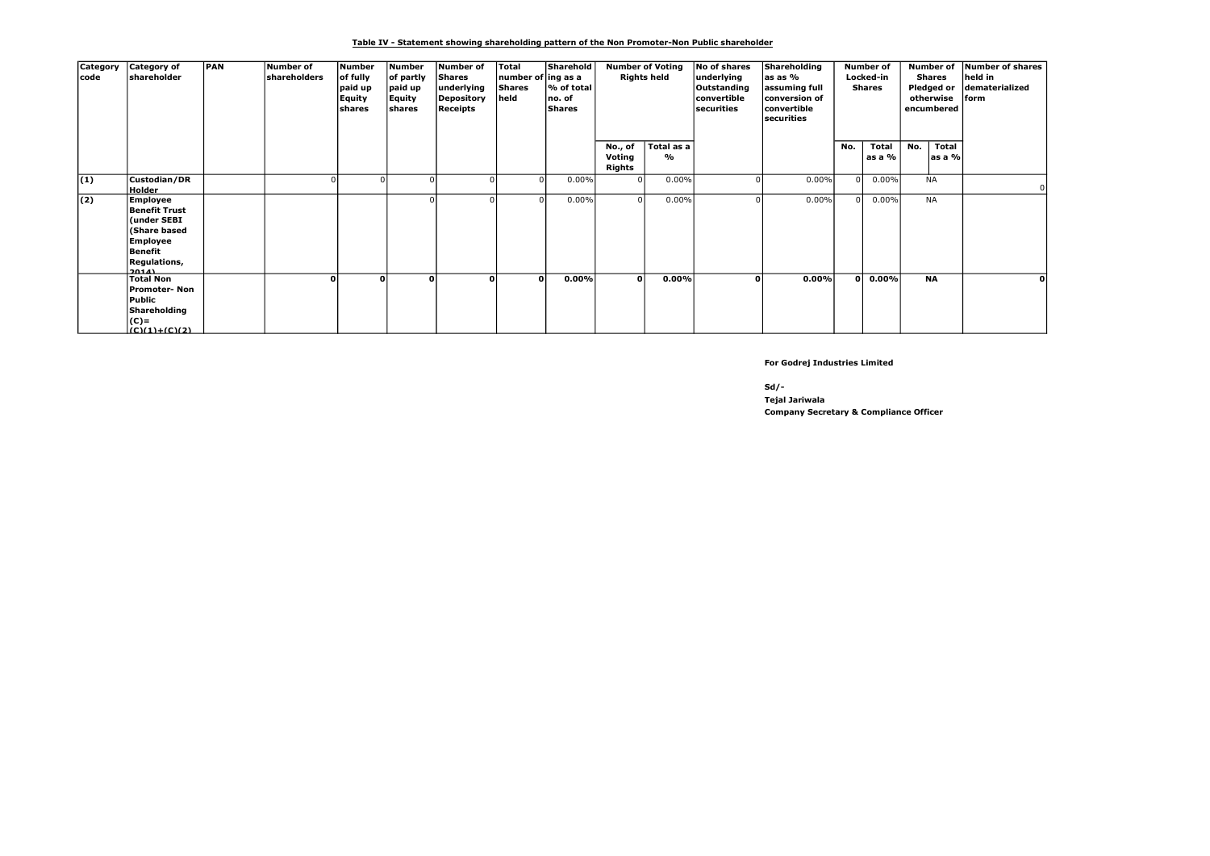**Table IV - Statement showing shareholding pattern of the Non Promoter-Non Public shareholder**

| Category code | Category of shareholder | PAN | Number of shareholders | Number of fully paid up Equity shares | Number of partly paid up Equity shares | Number of Shares underlying Depository Receipts | Total number of Shares held | Shareholding as a % of total no. of Shares | Number of Voting Rights held | | No of shares underlying Outstanding convertible securities | Shareholding as as % assuming full conversion of convertible securities | Number of Locked-in Shares | | Number of Shares Pledged or otherwise encumbered | | Number of shares held in dematerialized form |
|---|---|---|---|---|---|---|---|---|---|---|---|---|---|---|---|---|---|
| | | | | | | | | | No., of Voting Rights | Total as a % | | | No. | Total as a % | No. | Total as a % | |
| (1) | Custodian/DR Holder | | 0 | 0 | 0 | 0 | 0 | 0.00% | 0 | 0.00% | 0 | 0.00% | 0 | 0.00% | NA | | 0 |
| (2) | Employee Benefit Trust (under SEBI (Share based Employee Benefit Regulations, 2014) | | | | 0 | 0 | 0 | 0.00% | 0 | 0.00% | 0 | 0.00% | 0 | 0.00% | NA | | |
| | **Total Non Promoter- Non Public Shareholding (C)= (C)(1)+(C)(2)** | | **0** | **0** | **0** | **0** | **0** | **0.00%** | **0** | **0.00%** | **0** | **0.00%** | **0** | **0.00%** | **NA** | | **0** |

**For Godrej Industries Limited**

**Sd/-**

**Tejal Jariwala**

**Company Secretary & Compliance Officer**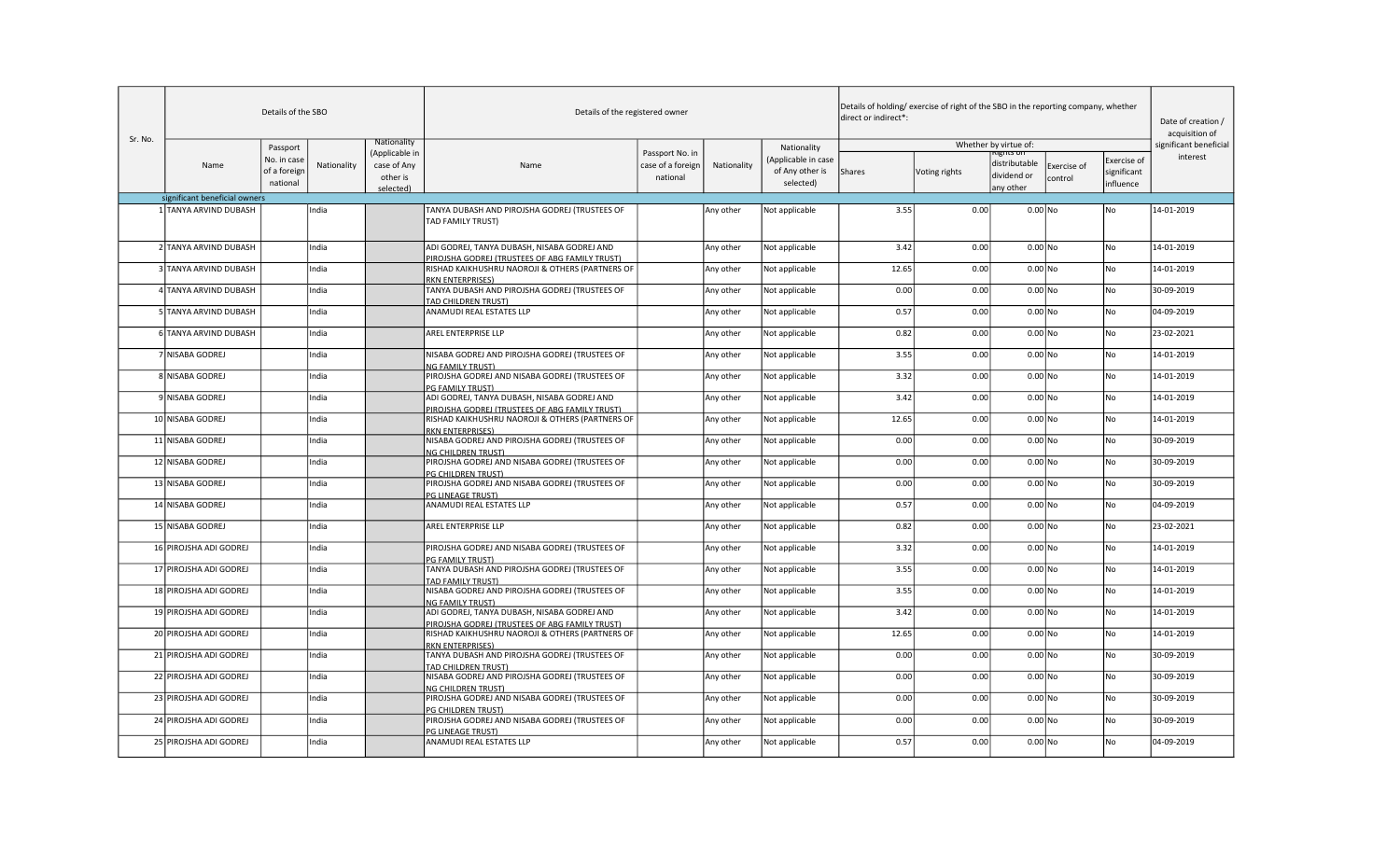| Sr. No. | Details of the SBO | | | | Details of the registered owner | | | | Details of holding/ exercise of right of the SBO in the reporting company, whether direct or indirect*: | | | | | Date of creation / acquisition of significant beneficial interest |
|---|---|---|---|---|---|---|---|---|---|---|---|---|---|---|
| | | | | | | | | | Whether by virtue of: | | | | | |
| | Name | Passport No. in case of a foreign national | Nationality | Nationality (Applicable in case of Any other is selected) | Name | Passport No. in case of a foreign national | Nationality | Nationality (Applicable in case of Any other is selected) | Shares | Voting rights | Rights on distributable dividend or any other | Exercise of control | Exercise of significant influence | |
| significant beneficial owners | | | | | | | | | | | | | | |
| 1 | TANYA ARVIND DUBASH | | India | | TANYA DUBASH AND PIROJSHA GODREJ (TRUSTEES OF TAD FAMILY TRUST) | | Any other | Not applicable | 3.55 | 0.00 | 0.00 | No | No | 14-01-2019 |
| 2 | TANYA ARVIND DUBASH | | India | | ADI GODREJ, TANYA DUBASH, NISABA GODREJ AND PIROJSHA GODREJ (TRUSTEES OF ABG FAMILY TRUST) | | Any other | Not applicable | 3.42 | 0.00 | 0.00 | No | No | 14-01-2019 |
| 3 | TANYA ARVIND DUBASH | | India | | RISHAD KAIKHUSHRU NAOROJI & OTHERS (PARTNERS OF RKN ENTERPRISES) | | Any other | Not applicable | 12.65 | 0.00 | 0.00 | No | No | 14-01-2019 |
| 4 | TANYA ARVIND DUBASH | | India | | TANYA DUBASH AND PIROJSHA GODREJ (TRUSTEES OF TAD CHILDREN TRUST) | | Any other | Not applicable | 0.00 | 0.00 | 0.00 | No | No | 30-09-2019 |
| 5 | TANYA ARVIND DUBASH | | India | | ANAMUDI REAL ESTATES LLP | | Any other | Not applicable | 0.57 | 0.00 | 0.00 | No | No | 04-09-2019 |
| 6 | TANYA ARVIND DUBASH | | India | | AREL ENTERPRISE LLP | | Any other | Not applicable | 0.82 | 0.00 | 0.00 | No | No | 23-02-2021 |
| 7 | NISABA GODREJ | | India | | NISABA GODREJ AND PIROJSHA GODREJ (TRUSTEES OF NG FAMILY TRUST) | | Any other | Not applicable | 3.55 | 0.00 | 0.00 | No | No | 14-01-2019 |
| 8 | NISABA GODREJ | | India | | PIROJSHA GODREJ AND NISABA GODREJ (TRUSTEES OF PG FAMILY TRUST) | | Any other | Not applicable | 3.32 | 0.00 | 0.00 | No | No | 14-01-2019 |
| 9 | NISABA GODREJ | | India | | ADI GODREJ, TANYA DUBASH, NISABA GODREJ AND PIROJSHA GODREJ (TRUSTEES OF ABG FAMILY TRUST) | | Any other | Not applicable | 3.42 | 0.00 | 0.00 | No | No | 14-01-2019 |
| 10 | NISABA GODREJ | | India | | RISHAD KAIKHUSHRU NAOROJI & OTHERS (PARTNERS OF RKN ENTERPRISES) | | Any other | Not applicable | 12.65 | 0.00 | 0.00 | No | No | 14-01-2019 |
| 11 | NISABA GODREJ | | India | | NISABA GODREJ AND PIROJSHA GODREJ (TRUSTEES OF NG CHILDREN TRUST) | | Any other | Not applicable | 0.00 | 0.00 | 0.00 | No | No | 30-09-2019 |
| 12 | NISABA GODREJ | | India | | PIROJSHA GODREJ AND NISABA GODREJ (TRUSTEES OF PG CHILDREN TRUST) | | Any other | Not applicable | 0.00 | 0.00 | 0.00 | No | No | 30-09-2019 |
| 13 | NISABA GODREJ | | India | | PIROJSHA GODREJ AND NISABA GODREJ (TRUSTEES OF PG LINEAGE TRUST) | | Any other | Not applicable | 0.00 | 0.00 | 0.00 | No | No | 30-09-2019 |
| 14 | NISABA GODREJ | | India | | ANAMUDI REAL ESTATES LLP | | Any other | Not applicable | 0.57 | 0.00 | 0.00 | No | No | 04-09-2019 |
| 15 | NISABA GODREJ | | India | | AREL ENTERPRISE LLP | | Any other | Not applicable | 0.82 | 0.00 | 0.00 | No | No | 23-02-2021 |
| 16 | PIROJSHA ADI GODREJ | | India | | PIROJSHA GODREJ AND NISABA GODREJ (TRUSTEES OF PG FAMILY TRUST) | | Any other | Not applicable | 3.32 | 0.00 | 0.00 | No | No | 14-01-2019 |
| 17 | PIROJSHA ADI GODREJ | | India | | TANYA DUBASH AND PIROJSHA GODREJ (TRUSTEES OF TAD FAMILY TRUST) | | Any other | Not applicable | 3.55 | 0.00 | 0.00 | No | No | 14-01-2019 |
| 18 | PIROJSHA ADI GODREJ | | India | | NISABA GODREJ AND PIROJSHA GODREJ (TRUSTEES OF NG FAMILY TRUST) | | Any other | Not applicable | 3.55 | 0.00 | 0.00 | No | No | 14-01-2019 |
| 19 | PIROJSHA ADI GODREJ | | India | | ADI GODREJ, TANYA DUBASH, NISABA GODREJ AND PIROJSHA GODREJ (TRUSTEES OF ABG FAMILY TRUST) | | Any other | Not applicable | 3.42 | 0.00 | 0.00 | No | No | 14-01-2019 |
| 20 | PIROJSHA ADI GODREJ | | India | | RISHAD KAIKHUSHRU NAOROJI & OTHERS (PARTNERS OF RKN ENTERPRISES) | | Any other | Not applicable | 12.65 | 0.00 | 0.00 | No | No | 14-01-2019 |
| 21 | PIROJSHA ADI GODREJ | | India | | TANYA DUBASH AND PIROJSHA GODREJ (TRUSTEES OF TAD CHILDREN TRUST) | | Any other | Not applicable | 0.00 | 0.00 | 0.00 | No | No | 30-09-2019 |
| 22 | PIROJSHA ADI GODREJ | | India | | NISABA GODREJ AND PIROJSHA GODREJ (TRUSTEES OF NG CHILDREN TRUST) | | Any other | Not applicable | 0.00 | 0.00 | 0.00 | No | No | 30-09-2019 |
| 23 | PIROJSHA ADI GODREJ | | India | | PIROJSHA GODREJ AND NISABA GODREJ (TRUSTEES OF PG CHILDREN TRUST) | | Any other | Not applicable | 0.00 | 0.00 | 0.00 | No | No | 30-09-2019 |
| 24 | PIROJSHA ADI GODREJ | | India | | PIROJSHA GODREJ AND NISABA GODREJ (TRUSTEES OF PG LINEAGE TRUST) | | Any other | Not applicable | 0.00 | 0.00 | 0.00 | No | No | 30-09-2019 |
| 25 | PIROJSHA ADI GODREJ | | India | | ANAMUDI REAL ESTATES LLP | | Any other | Not applicable | 0.57 | 0.00 | 0.00 | No | No | 04-09-2019 |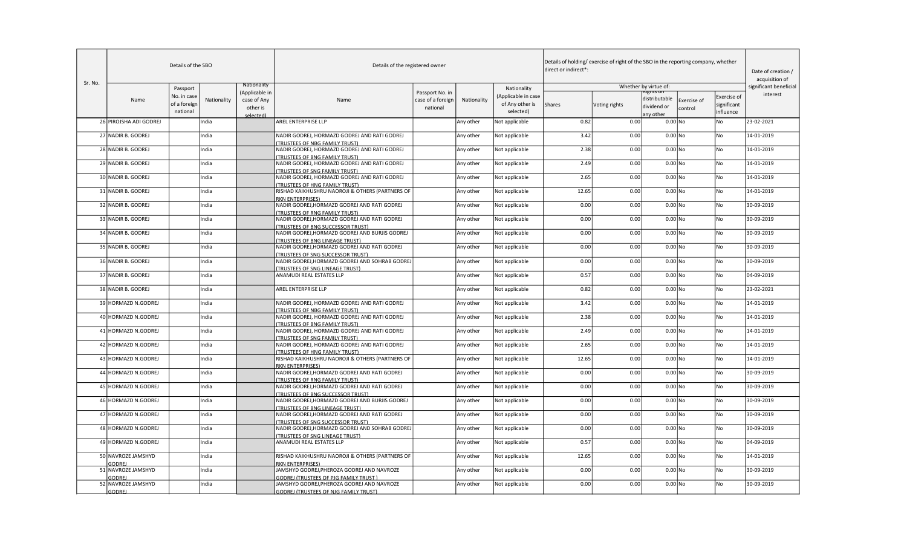| Sr. No. | Details of the SBO | | | | Details of the registered owner | | | | Details of holding/ exercise of right of the SBO in the reporting company, whether direct or indirect*: | | | | | Date of creation / acquisition of significant beneficial interest |
|---|---|---|---|---|---|---|---|---|---|---|---|---|---|---|
| | | | | | | | | | Whether by virtue of: | | | | | |
| | Name | Passport No. in case of a foreign national | Nationality | Nationality (Applicable in case of Any other is selected) | Name | Passport No. in case of a foreign national | Nationality | Nationality (Applicable in case of Any other is selected) | Shares | Voting rights | Rights on distributable dividend or any other | Exercise of control | Exercise of significant influence | |
| 26 | PIROJSHA ADI GODREJ | | India | | AREL ENTERPRISE LLP | | Any other | Not applicable | 0.82 | 0.00 | 0.00 | No | No | 23-02-2021 |
| 27 | NADIR B. GODREJ | | India | | NADIR GODREJ, HORMAZD GODREJ AND RATI GODREJ (TRUSTEES OF NBG FAMILY TRUST) | | Any other | Not applicable | 3.42 | 0.00 | 0.00 | No | No | 14-01-2019 |
| 28 | NADIR B. GODREJ | | India | | NADIR GODREJ, HORMAZD GODREJ AND RATI GODREJ (TRUSTEES OF BNG FAMILY TRUST) | | Any other | Not applicable | 2.38 | 0.00 | 0.00 | No | No | 14-01-2019 |
| 29 | NADIR B. GODREJ | | India | | NADIR GODREJ, HORMAZD GODREJ AND RATI GODREJ (TRUSTEES OF SNG FAMILY TRUST) | | Any other | Not applicable | 2.49 | 0.00 | 0.00 | No | No | 14-01-2019 |
| 30 | NADIR B. GODREJ | | India | | NADIR GODREJ, HORMAZD GODREJ AND RATI GODREJ (TRUSTEES OF HNG FAMILY TRUST) | | Any other | Not applicable | 2.65 | 0.00 | 0.00 | No | No | 14-01-2019 |
| 31 | NADIR B. GODREJ | | India | | RISHAD KAIKHUSHRU NAOROJI & OTHERS (PARTNERS OF RKN ENTERPRISES) | | Any other | Not applicable | 12.65 | 0.00 | 0.00 | No | No | 14-01-2019 |
| 32 | NADIR B. GODREJ | | India | | NADIR GODREJ,HORMAZD GODREJ AND RATI GODREJ (TRUSTEES OF RNG FAMILY TRUST) | | Any other | Not applicable | 0.00 | 0.00 | 0.00 | No | No | 30-09-2019 |
| 33 | NADIR B. GODREJ | | India | | NADIR GODREJ,HORMAZD GODREJ AND RATI GODREJ (TRUSTEES OF BNG SUCCESSOR TRUST) | | Any other | Not applicable | 0.00 | 0.00 | 0.00 | No | No | 30-09-2019 |
| 34 | NADIR B. GODREJ | | India | | NADIR GODREJ,HORMAZD GODREJ AND BURJIS GODREJ (TRUSTEES OF BNG LINEAGE TRUST) | | Any other | Not applicable | 0.00 | 0.00 | 0.00 | No | No | 30-09-2019 |
| 35 | NADIR B. GODREJ | | India | | NADIR GODREJ,HORMAZD GODREJ AND RATI GODREJ (TRUSTEES OF SNG SUCCESSOR TRUST) | | Any other | Not applicable | 0.00 | 0.00 | 0.00 | No | No | 30-09-2019 |
| 36 | NADIR B. GODREJ | | India | | NADIR GODREJ,HORMAZD GODREJ AND SOHRAB GODREJ (TRUSTEES OF SNG LINEAGE TRUST) | | Any other | Not applicable | 0.00 | 0.00 | 0.00 | No | No | 30-09-2019 |
| 37 | NADIR B. GODREJ | | India | | ANAMUDI REAL ESTATES LLP | | Any other | Not applicable | 0.57 | 0.00 | 0.00 | No | No | 04-09-2019 |
| 38 | NADIR B. GODREJ | | India | | AREL ENTERPRISE LLP | | Any other | Not applicable | 0.82 | 0.00 | 0.00 | No | No | 23-02-2021 |
| 39 | HORMAZD N.GODREJ | | India | | NADIR GODREJ, HORMAZD GODREJ AND RATI GODREJ (TRUSTEES OF NBG FAMILY TRUST) | | Any other | Not applicable | 3.42 | 0.00 | 0.00 | No | No | 14-01-2019 |
| 40 | HORMAZD N.GODREJ | | India | | NADIR GODREJ, HORMAZD GODREJ AND RATI GODREJ (TRUSTEES OF BNG FAMILY TRUST) | | Any other | Not applicable | 2.38 | 0.00 | 0.00 | No | No | 14-01-2019 |
| 41 | HORMAZD N.GODREJ | | India | | NADIR GODREJ, HORMAZD GODREJ AND RATI GODREJ (TRUSTEES OF SNG FAMILY TRUST) | | Any other | Not applicable | 2.49 | 0.00 | 0.00 | No | No | 14-01-2019 |
| 42 | HORMAZD N.GODREJ | | India | | NADIR GODREJ, HORMAZD GODREJ AND RATI GODREJ (TRUSTEES OF HNG FAMILY TRUST) | | Any other | Not applicable | 2.65 | 0.00 | 0.00 | No | No | 14-01-2019 |
| 43 | HORMAZD N.GODREJ | | India | | RISHAD KAIKHUSHRU NAOROJI & OTHERS (PARTNERS OF RKN ENTERPRISES) | | Any other | Not applicable | 12.65 | 0.00 | 0.00 | No | No | 14-01-2019 |
| 44 | HORMAZD N.GODREJ | | India | | NADIR GODREJ,HORMAZD GODREJ AND RATI GODREJ (TRUSTEES OF RNG FAMILY TRUST) | | Any other | Not applicable | 0.00 | 0.00 | 0.00 | No | No | 30-09-2019 |
| 45 | HORMAZD N.GODREJ | | India | | NADIR GODREJ,HORMAZD GODREJ AND RATI GODREJ (TRUSTEES OF BNG SUCCESSOR TRUST) | | Any other | Not applicable | 0.00 | 0.00 | 0.00 | No | No | 30-09-2019 |
| 46 | HORMAZD N.GODREJ | | India | | NADIR GODREJ,HORMAZD GODREJ AND BURJIS GODREJ (TRUSTEES OF BNG LINEAGE TRUST) | | Any other | Not applicable | 0.00 | 0.00 | 0.00 | No | No | 30-09-2019 |
| 47 | HORMAZD N.GODREJ | | India | | NADIR GODREJ,HORMAZD GODREJ AND RATI GODREJ (TRUSTEES OF SNG SUCCESSOR TRUST) | | Any other | Not applicable | 0.00 | 0.00 | 0.00 | No | No | 30-09-2019 |
| 48 | HORMAZD N.GODREJ | | India | | NADIR GODREJ,HORMAZD GODREJ AND SOHRAB GODREJ (TRUSTEES OF SNG LINEAGE TRUST) | | Any other | Not applicable | 0.00 | 0.00 | 0.00 | No | No | 30-09-2019 |
| 49 | HORMAZD N.GODREJ | | India | | ANAMUDI REAL ESTATES LLP | | Any other | Not applicable | 0.57 | 0.00 | 0.00 | No | No | 04-09-2019 |
| 50 | NAVROZE JAMSHYD GODREJ | | India | | RISHAD KAIKHUSHRU NAOROJI & OTHERS (PARTNERS OF RKN ENTERPRISES) | | Any other | Not applicable | 12.65 | 0.00 | 0.00 | No | No | 14-01-2019 |
| 51 | NAVROZE JAMSHYD GODREJ | | India | | JAMSHYD GODREJ,PHEROZA GODREJ AND NAVROZE GODREJ (TRUSTEES OF PJG FAMILY TRUST ) | | Any other | Not applicable | 0.00 | 0.00 | 0.00 | No | No | 30-09-2019 |
| 52 | NAVROZE JAMSHYD GODREJ | | India | | JAMSHYD GODREJ,PHEROZA GODREJ AND NAVROZE GODREJ (TRUSTEES OF NJG FAMILY TRUST) | | Any other | Not applicable | 0.00 | 0.00 | 0.00 | No | No | 30-09-2019 |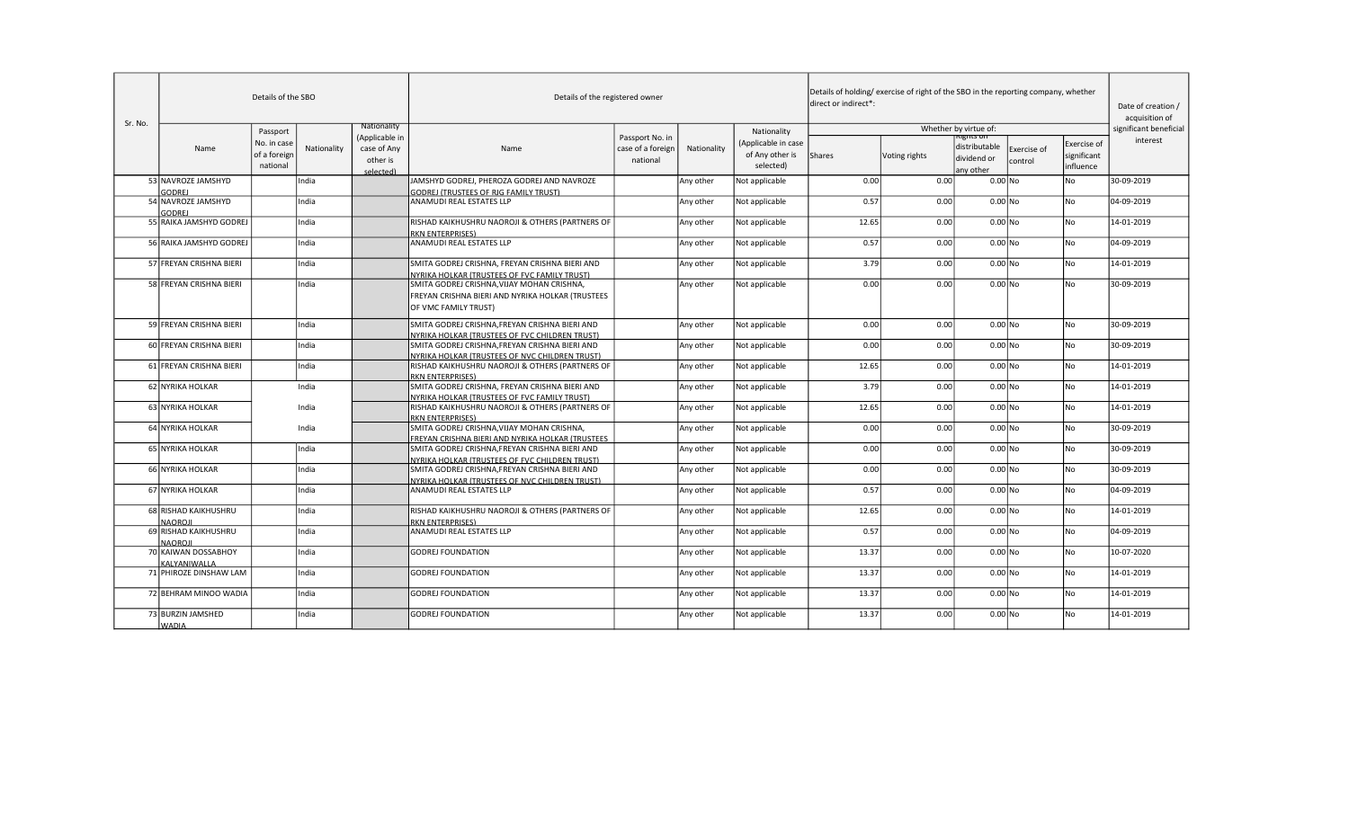| Sr. No. | Details of the SBO | | | | Details of the registered owner | | | | Details of holding/ exercise of right of the SBO in the reporting company, whether direct or indirect*: | | | | | Date of creation / acquisition of significant beneficial interest |
|---|---|---|---|---|---|---|---|---|---|---|---|---|---|---|
| | | | | | | | | | Whether by virtue of: | | | | | |
| | Name | Passport No. in case of a foreign national | Nationality | Nationality (Applicable in case of Any other is selected) | Name | Passport No. in case of a foreign national | Nationality | Nationality (Applicable in case of Any other is selected) | Shares | Voting rights | Rights on distributable dividend or any other | Exercise of control | Exercise of significant influence | |
| 53 | NAVROZE JAMSHYD GODREJ | | India | | JAMSHYD GODREJ, PHEROZA GODREJ AND NAVROZE GODREJ (TRUSTEES OF RJG FAMILY TRUST) | | Any other | Not applicable | 0.00 | 0.00 | 0.00 | No | No | 30-09-2019 |
| 54 | NAVROZE JAMSHYD GODREJ | | India | | ANAMUDI REAL ESTATES LLP | | Any other | Not applicable | 0.57 | 0.00 | 0.00 | No | No | 04-09-2019 |
| 55 | RAIKA JAMSHYD GODREJ | | India | | RISHAD KAIKHUSHRU NAOROJI & OTHERS (PARTNERS OF RKN ENTERPRISES) | | Any other | Not applicable | 12.65 | 0.00 | 0.00 | No | No | 14-01-2019 |
| 56 | RAIKA JAMSHYD GODREJ | | India | | ANAMUDI REAL ESTATES LLP | | Any other | Not applicable | 0.57 | 0.00 | 0.00 | No | No | 04-09-2019 |
| 57 | FREYAN CRISHNA BIERI | | India | | SMITA GODREJ CRISHNA, FREYAN CRISHNA BIERI AND NYRIKA HOLKAR (TRUSTEES OF FVC FAMILY TRUST) | | Any other | Not applicable | 3.79 | 0.00 | 0.00 | No | No | 14-01-2019 |
| 58 | FREYAN CRISHNA BIERI | | India | | SMITA GODREJ CRISHNA,VIJAY MOHAN CRISHNA, FREYAN CRISHNA BIERI AND NYRIKA HOLKAR (TRUSTEES OF VMC FAMILY TRUST) | | Any other | Not applicable | 0.00 | 0.00 | 0.00 | No | No | 30-09-2019 |
| 59 | FREYAN CRISHNA BIERI | | India | | SMITA GODREJ CRISHNA,FREYAN CRISHNA BIERI AND NYRIKA HOLKAR (TRUSTEES OF FVC CHILDREN TRUST) | | Any other | Not applicable | 0.00 | 0.00 | 0.00 | No | No | 30-09-2019 |
| 60 | FREYAN CRISHNA BIERI | | India | | SMITA GODREJ CRISHNA,FREYAN CRISHNA BIERI AND NYRIKA HOLKAR (TRUSTEES OF NVC CHILDREN TRUST) | | Any other | Not applicable | 0.00 | 0.00 | 0.00 | No | No | 30-09-2019 |
| 61 | FREYAN CRISHNA BIERI | | India | | RISHAD KAIKHUSHRU NAOROJI & OTHERS (PARTNERS OF RKN ENTERPRISES) | | Any other | Not applicable | 12.65 | 0.00 | 0.00 | No | No | 14-01-2019 |
| 62 | NYRIKA HOLKAR | | India | | SMITA GODREJ CRISHNA, FREYAN CRISHNA BIERI AND NYRIKA HOLKAR (TRUSTEES OF FVC FAMILY TRUST) | | Any other | Not applicable | 3.79 | 0.00 | 0.00 | No | No | 14-01-2019 |
| 63 | NYRIKA HOLKAR | | India | | RISHAD KAIKHUSHRU NAOROJI & OTHERS (PARTNERS OF RKN ENTERPRISES) | | Any other | Not applicable | 12.65 | 0.00 | 0.00 | No | No | 14-01-2019 |
| 64 | NYRIKA HOLKAR | | India | | SMITA GODREJ CRISHNA,VIJAY MOHAN CRISHNA, FREYAN CRISHNA BIERI AND NYRIKA HOLKAR (TRUSTEES | | Any other | Not applicable | 0.00 | 0.00 | 0.00 | No | No | 30-09-2019 |
| 65 | NYRIKA HOLKAR | | India | | SMITA GODREJ CRISHNA,FREYAN CRISHNA BIERI AND NYRIKA HOLKAR (TRUSTEES OF FVC CHILDREN TRUST) | | Any other | Not applicable | 0.00 | 0.00 | 0.00 | No | No | 30-09-2019 |
| 66 | NYRIKA HOLKAR | | India | | SMITA GODREJ CRISHNA,FREYAN CRISHNA BIERI AND NYRIKA HOLKAR (TRUSTEES OF NVC CHILDREN TRUST) | | Any other | Not applicable | 0.00 | 0.00 | 0.00 | No | No | 30-09-2019 |
| 67 | NYRIKA HOLKAR | | India | | ANAMUDI REAL ESTATES LLP | | Any other | Not applicable | 0.57 | 0.00 | 0.00 | No | No | 04-09-2019 |
| 68 | RISHAD KAIKHUSHRU NAOROJI | | India | | RISHAD KAIKHUSHRU NAOROJI & OTHERS (PARTNERS OF RKN ENTERPRISES) | | Any other | Not applicable | 12.65 | 0.00 | 0.00 | No | No | 14-01-2019 |
| 69 | RISHAD KAIKHUSHRU NAOROJI | | India | | ANAMUDI REAL ESTATES LLP | | Any other | Not applicable | 0.57 | 0.00 | 0.00 | No | No | 04-09-2019 |
| 70 | KAIWAN DOSSABHOY KALYANIWALLA | | India | | GODREJ FOUNDATION | | Any other | Not applicable | 13.37 | 0.00 | 0.00 | No | No | 10-07-2020 |
| 71 | PHIROZE DINSHAW LAM | | India | | GODREJ FOUNDATION | | Any other | Not applicable | 13.37 | 0.00 | 0.00 | No | No | 14-01-2019 |
| 72 | BEHRAM MINOO WADIA | | India | | GODREJ FOUNDATION | | Any other | Not applicable | 13.37 | 0.00 | 0.00 | No | No | 14-01-2019 |
| 73 | BURZIN JAMSHED WADIA | | India | | GODREJ FOUNDATION | | Any other | Not applicable | 13.37 | 0.00 | 0.00 | No | No | 14-01-2019 |